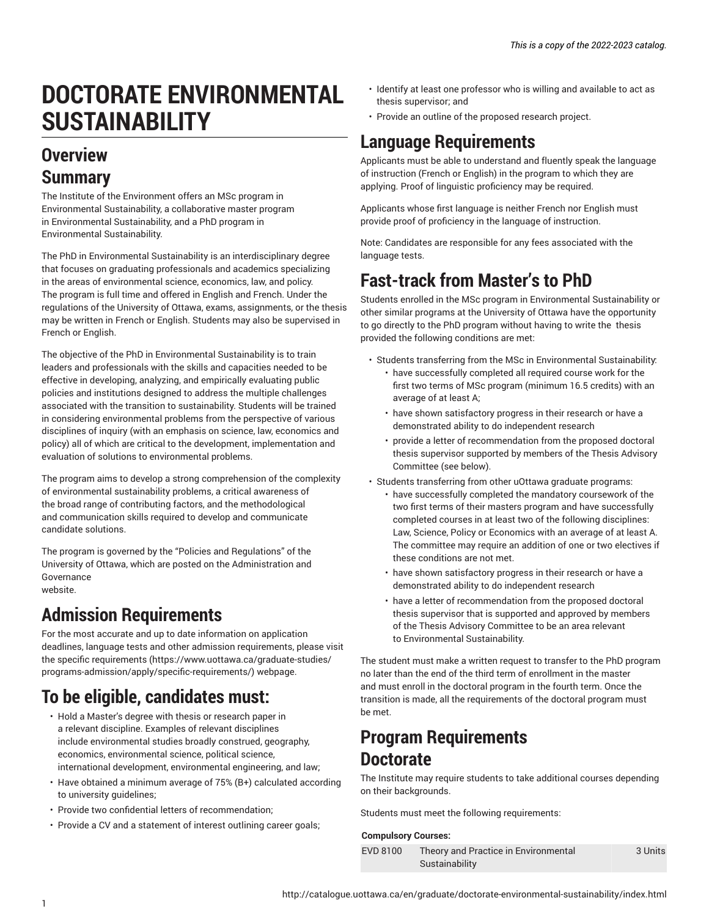# DOCTORATE ENVIRONMENTAL SUSTAINABILITY

## Overview

### Summary

The Institute of the Environment offers an MSc program in Environmental Sustainability, a collaborative master program in Environmental Sustainability, and a PhD program in Environmental Sustainability.

The PhD in Environmental Sustainability is an interdisciplinary degree that focuses on graduating professionals and academics specializing in the areas of environmental science, economics, law, and policy. The program is full time and offered in English and French. Under the regulations of the University of Ottawa, exams, assignments, or the thesis may be written in French or English. Students may also be supervised in French or English.

The objective of the PhD in Environmental Sustainability is to train leaders and professionals with the skills and capacities needed to be effective in developing, analyzing, and empirically evaluating public policies and institutions designed to address the multiple challenges associated with the transition to sustainability. Students will be trained in considering environmental problems from the perspective of various disciplines of inquiry (with an emphasis on science, law, economics and policy) all of which are critical to the development, implementation and evaluation of solutions to environmental problems.

The program aims to develop a strong comprehension of the complexity of environmental sustainability problems, a critical awareness of the broad range of contributing factors, and the methodological and communication skills required to develop and communicate candidate solutions.

The program is governed by the "Policies and Regulations" of the University of Ottawa, which are posted on the Administration and Governance website.

## Admission Requirements

For the most accurate and up to date information on application deadlines, language tests and other admission requirements, please visit the specific requirements (https://www.uottawa.ca/graduate-studies/programs-admission/apply/specific-requirements/) webpage.

## To be eligible, candidates must:

- Hold a Master's degree with thesis or research paper in a relevant discipline. Examples of relevant disciplines include environmental studies broadly construed, geography, economics, environmental science, political science, international development, environmental engineering, and law;
- Have obtained a minimum average of 75% (B+) calculated according to university guidelines;
- Provide two confidential letters of recommendation;
- Provide a CV and a statement of interest outlining career goals;
- Identify at least one professor who is willing and available to act as thesis supervisor; and
- Provide an outline of the proposed research project.

## Language Requirements

Applicants must be able to understand and fluently speak the language of instruction (French or English) in the program to which they are applying. Proof of linguistic proficiency may be required.

Applicants whose first language is neither French nor English must provide proof of proficiency in the language of instruction.

Note: Candidates are responsible for any fees associated with the language tests.

## Fast-track from Master's to PhD

Students enrolled in the MSc program in Environmental Sustainability or other similar programs at the University of Ottawa have the opportunity to go directly to the PhD program without having to write the thesis provided the following conditions are met:

- Students transferring from the MSc in Environmental Sustainability:
  - have successfully completed all required course work for the first two terms of MSc program (minimum 16.5 credits) with an average of at least A;
  - have shown satisfactory progress in their research or have a demonstrated ability to do independent research
  - provide a letter of recommendation from the proposed doctoral thesis supervisor supported by members of the Thesis Advisory Committee (see below).
- Students transferring from other uOttawa graduate programs:
  - have successfully completed the mandatory coursework of the two first terms of their masters program and have successfully completed courses in at least two of the following disciplines: Law, Science, Policy or Economics with an average of at least A. The committee may require an addition of one or two electives if these conditions are not met.
  - have shown satisfactory progress in their research or have a demonstrated ability to do independent research
  - have a letter of recommendation from the proposed doctoral thesis supervisor that is supported and approved by members of the Thesis Advisory Committee to be an area relevant to Environmental Sustainability.

The student must make a written request to transfer to the PhD program no later than the end of the third term of enrollment in the master and must enroll in the doctoral program in the fourth term. Once the transition is made, all the requirements of the doctoral program must be met.

## Program Requirements

### Doctorate

The Institute may require students to take additional courses depending on their backgrounds.

Students must meet the following requirements:

**Compulsory Courses:**

| | | |
|---|---|---|
| EVD 8100 | Theory and Practice in Environmental Sustainability | 3 Units |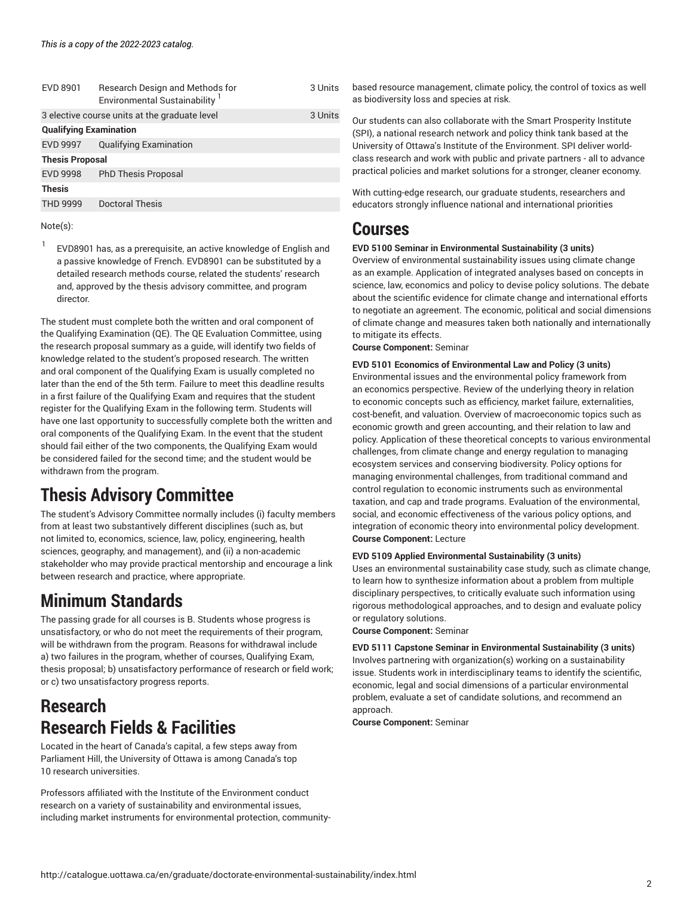| | | |
|---|---|---|
| EVD 8901 | Research Design and Methods for Environmental Sustainability [1] | 3 Units |
| 3 elective course units at the graduate level | | 3 Units |
| **Qualifying Examination** | | |
| EVD 9997 | Qualifying Examination | |
| **Thesis Proposal** | | |
| EVD 9998 | PhD Thesis Proposal | |
| **Thesis** | | |
| THD 9999 | Doctoral Thesis | |

Note(s):

[1] EVD8901 has, as a prerequisite, an active knowledge of English and a passive knowledge of French. EVD8901 can be substituted by a detailed research methods course, related the students' research and, approved by the thesis advisory committee, and program director.

The student must complete both the written and oral component of the Qualifying Examination (QE). The QE Evaluation Committee, using the research proposal summary as a guide, will identify two fields of knowledge related to the student's proposed research. The written and oral component of the Qualifying Exam is usually completed no later than the end of the 5th term. Failure to meet this deadline results in a first failure of the Qualifying Exam and requires that the student register for the Qualifying Exam in the following term. Students will have one last opportunity to successfully complete both the written and oral components of the Qualifying Exam. In the event that the student should fail either of the two components, the Qualifying Exam would be considered failed for the second time; and the student would be withdrawn from the program.

# Thesis Advisory Committee

The student's Advisory Committee normally includes (i) faculty members from at least two substantively different disciplines (such as, but not limited to, economics, science, law, policy, engineering, health sciences, geography, and management), and (ii) a non-academic stakeholder who may provide practical mentorship and encourage a link between research and practice, where appropriate.

# Minimum Standards

The passing grade for all courses is B. Students whose progress is unsatisfactory, or who do not meet the requirements of their program, will be withdrawn from the program. Reasons for withdrawal include a) two failures in the program, whether of courses, Qualifying Exam, thesis proposal; b) unsatisfactory performance of research or field work; or c) two unsatisfactory progress reports.

# Research
# Research Fields & Facilities

Located in the heart of Canada's capital, a few steps away from Parliament Hill, the University of Ottawa is among Canada's top 10 research universities.

Professors affiliated with the Institute of the Environment conduct research on a variety of sustainability and environmental issues, including market instruments for environmental protection, community-based resource management, climate policy, the control of toxics as well as biodiversity loss and species at risk.

Our students can also collaborate with the Smart Prosperity Institute (SPI), a national research network and policy think tank based at the University of Ottawa's Institute of the Environment. SPI deliver world-class research and work with public and private partners - all to advance practical policies and market solutions for a stronger, cleaner economy.

With cutting-edge research, our graduate students, researchers and educators strongly influence national and international priorities

# Courses

**EVD 5100 Seminar in Environmental Sustainability (3 units)**
Overview of environmental sustainability issues using climate change as an example. Application of integrated analyses based on concepts in science, law, economics and policy to devise policy solutions. The debate about the scientific evidence for climate change and international efforts to negotiate an agreement. The economic, political and social dimensions of climate change and measures taken both nationally and internationally to mitigate its effects.
**Course Component:** Seminar

**EVD 5101 Economics of Environmental Law and Policy (3 units)**
Environmental issues and the environmental policy framework from an economics perspective. Review of the underlying theory in relation to economic concepts such as efficiency, market failure, externalities, cost-benefit, and valuation. Overview of macroeconomic topics such as economic growth and green accounting, and their relation to law and policy. Application of these theoretical concepts to various environmental challenges, from climate change and energy regulation to managing ecosystem services and conserving biodiversity. Policy options for managing environmental challenges, from traditional command and control regulation to economic instruments such as environmental taxation, and cap and trade programs. Evaluation of the environmental, social, and economic effectiveness of the various policy options, and integration of economic theory into environmental policy development.
**Course Component:** Lecture

**EVD 5109 Applied Environmental Sustainability (3 units)**
Uses an environmental sustainability case study, such as climate change, to learn how to synthesize information about a problem from multiple disciplinary perspectives, to critically evaluate such information using rigorous methodological approaches, and to design and evaluate policy or regulatory solutions.
**Course Component:** Seminar

**EVD 5111 Capstone Seminar in Environmental Sustainability (3 units)**
Involves partnering with organization(s) working on a sustainability issue. Students work in interdisciplinary teams to identify the scientific, economic, legal and social dimensions of a particular environmental problem, evaluate a set of candidate solutions, and recommend an approach.
**Course Component:** Seminar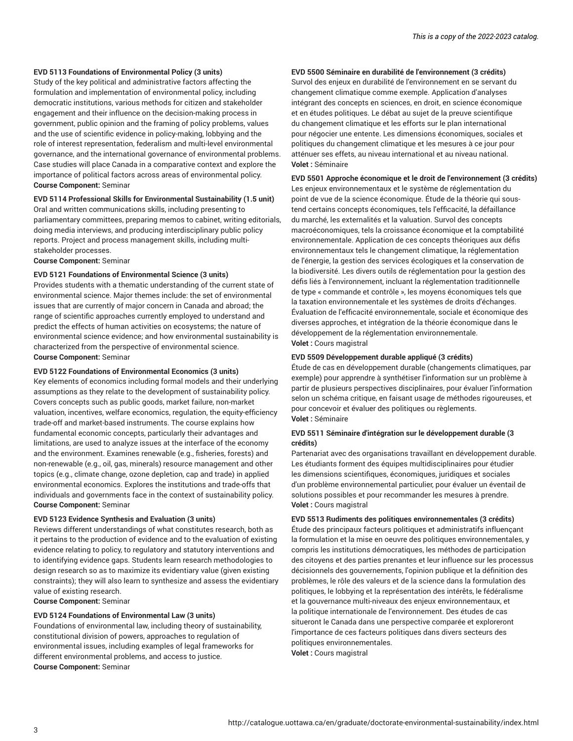**EVD 5113 Foundations of Environmental Policy (3 units)**
Study of the key political and administrative factors affecting the formulation and implementation of environmental policy, including democratic institutions, various methods for citizen and stakeholder engagement and their influence on the decision-making process in government, public opinion and the framing of policy problems, values and the use of scientific evidence in policy-making, lobbying and the role of interest representation, federalism and multi-level environmental governance, and the international governance of environmental problems. Case studies will place Canada in a comparative context and explore the importance of political factors across areas of environmental policy.
**Course Component:** Seminar

**EVD 5114 Professional Skills for Environmental Sustainability (1.5 unit)**
Oral and written communications skills, including presenting to parliamentary committees, preparing memos to cabinet, writing editorials, doing media interviews, and producing interdisciplinary public policy reports. Project and process management skills, including multi-stakeholder processes.
**Course Component:** Seminar

**EVD 5121 Foundations of Environmental Science (3 units)**
Provides students with a thematic understanding of the current state of environmental science. Major themes include: the set of environmental issues that are currently of major concern in Canada and abroad; the range of scientific approaches currently employed to understand and predict the effects of human activities on ecosystems; the nature of environmental science evidence; and how environmental sustainability is characterized from the perspective of environmental science.
**Course Component:** Seminar

**EVD 5122 Foundations of Environmental Economics (3 units)**
Key elements of economics including formal models and their underlying assumptions as they relate to the development of sustainability policy. Covers concepts such as public goods, market failure, non-market valuation, incentives, welfare economics, regulation, the equity-efficiency trade-off and market-based instruments. The course explains how fundamental economic concepts, particularly their advantages and limitations, are used to analyze issues at the interface of the economy and the environment. Examines renewable (e.g., fisheries, forests) and non-renewable (e.g., oil, gas, minerals) resource management and other topics (e.g., climate change, ozone depletion, cap and trade) in applied environmental economics. Explores the institutions and trade-offs that individuals and governments face in the context of sustainability policy.
**Course Component:** Seminar

**EVD 5123 Evidence Synthesis and Evaluation (3 units)**
Reviews different understandings of what constitutes research, both as it pertains to the production of evidence and to the evaluation of existing evidence relating to policy, to regulatory and statutory interventions and to identifying evidence gaps. Students learn research methodologies to design research so as to maximize its evidentiary value (given existing constraints); they will also learn to synthesize and assess the evidentiary value of existing research.
**Course Component:** Seminar

**EVD 5124 Foundations of Environmental Law (3 units)**
Foundations of environmental law, including theory of sustainability, constitutional division of powers, approaches to regulation of environmental issues, including examples of legal frameworks for different environmental problems, and access to justice.
**Course Component:** Seminar

**EVD 5500 Séminaire en durabilité de l'environnement (3 crédits)**
Survol des enjeux en durabilité de l'environnement en se servant du changement climatique comme exemple. Application d'analyses intégrant des concepts en sciences, en droit, en science économique et en études politiques. Le débat au sujet de la preuve scientifique du changement climatique et les efforts sur le plan international pour négocier une entente. Les dimensions économiques, sociales et politiques du changement climatique et les mesures à ce jour pour atténuer ses effets, au niveau international et au niveau national.
**Volet :** Séminaire

**EVD 5501 Approche économique et le droit de l'environnement (3 crédits)**
Les enjeux environnementaux et le système de réglementation du point de vue de la science économique. Étude de la théorie qui sous-tend certains concepts économiques, tels l'efficacité, la défaillance du marché, les externalités et la valuation. Survol des concepts macroéconomiques, tels la croissance économique et la comptabilité environnementale. Application de ces concepts théoriques aux défis environnementaux tels le changement climatique, la réglementation de l'énergie, la gestion des services écologiques et la conservation de la biodiversité. Les divers outils de réglementation pour la gestion des défis liés à l'environnement, incluant la réglementation traditionnelle de type « commande et contrôle », les moyens économiques tels que la taxation environnementale et les systèmes de droits d'échanges. Évaluation de l'efficacité environnementale, sociale et économique des diverses approches, et intégration de la théorie économique dans le développement de la réglementation environnementale.
**Volet :** Cours magistral

**EVD 5509 Développement durable appliqué (3 crédits)**
Étude de cas en développement durable (changements climatiques, par exemple) pour apprendre à synthétiser l'information sur un problème à partir de plusieurs perspectives disciplinaires, pour évaluer l'information selon un schéma critique, en faisant usage de méthodes rigoureuses, et pour concevoir et évaluer des politiques ou règlements.
**Volet :** Séminaire

**EVD 5511 Séminaire d'intégration sur le développement durable (3 crédits)**
Partenariat avec des organisations travaillant en développement durable. Les étudiants forment des équipes multidisciplinaires pour étudier les dimensions scientifiques, économiques, juridiques et sociales d'un problème environnemental particulier, pour évaluer un éventail de solutions possibles et pour recommander les mesures à prendre.
**Volet :** Cours magistral

**EVD 5513 Rudiments des politiques environnementales (3 crédits)**
Étude des principaux facteurs politiques et administratifs influençant la formulation et la mise en oeuvre des politiques environnementales, y compris les institutions démocratiques, les méthodes de participation des citoyens et des parties prenantes et leur influence sur les processus décisionnels des gouvernements, l'opinion publique et la définition des problèmes, le rôle des valeurs et de la science dans la formulation des politiques, le lobbying et la représentation des intérêts, le fédéralisme et la gouvernance multi-niveaux des enjeux environnementaux, et la politique internationale de l'environnement. Des études de cas situeront le Canada dans une perspective comparée et exploreront l'importance de ces facteurs politiques dans divers secteurs des politiques environnementales.
**Volet :** Cours magistral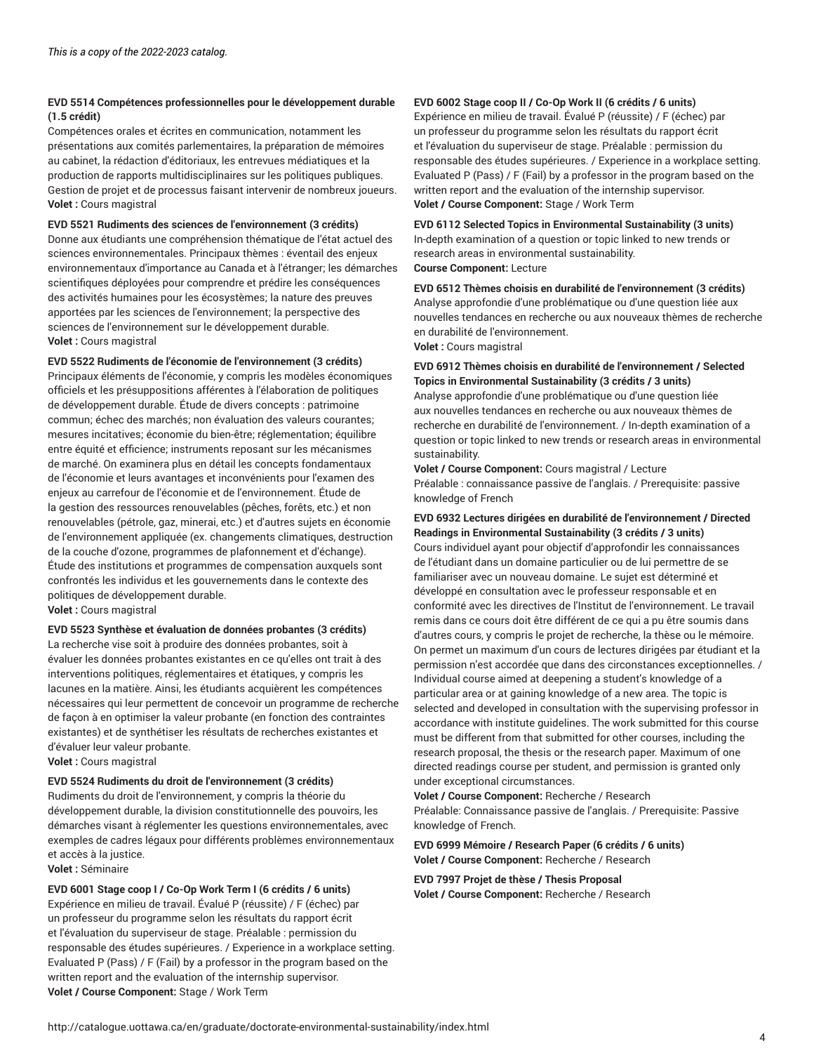*This is a copy of the 2022-2023 catalog.*

**EVD 5514 Compétences professionnelles pour le développement durable (1.5 crédit)**
Compétences orales et écrites en communication, notamment les présentations aux comités parlementaires, la préparation de mémoires au cabinet, la rédaction d'éditoriaux, les entrevues médiatiques et la production de rapports multidisciplinaires sur les politiques publiques. Gestion de projet et de processus faisant intervenir de nombreux joueurs.
**Volet :** Cours magistral

**EVD 5521 Rudiments des sciences de l'environnement (3 crédits)**
Donne aux étudiants une compréhension thématique de l'état actuel des sciences environnementales. Principaux thèmes : éventail des enjeux environnementaux d'importance au Canada et à l'étranger; les démarches scientifiques déployées pour comprendre et prédire les conséquences des activités humaines pour les écosystèmes; la nature des preuves apportées par les sciences de l'environnement; la perspective des sciences de l'environnement sur le développement durable.
**Volet :** Cours magistral

**EVD 5522 Rudiments de l'économie de l'environnement (3 crédits)**
Principaux éléments de l'économie, y compris les modèles économiques officiels et les présuppositions afférentes à l'élaboration de politiques de développement durable. Étude de divers concepts : patrimoine commun; échec des marchés; non évaluation des valeurs courantes; mesures incitatives; économie du bien-être; réglementation; équilibre entre équité et efficience; instruments reposant sur les mécanismes de marché. On examinera plus en détail les concepts fondamentaux de l'économie et leurs avantages et inconvénients pour l'examen des enjeux au carrefour de l'économie et de l'environnement. Étude de la gestion des ressources renouvelables (pêches, forêts, etc.) et non renouvelables (pétrole, gaz, minerai, etc.) et d'autres sujets en économie de l'environnement appliquée (ex. changements climatiques, destruction de la couche d'ozone, programmes de plafonnement et d'échange). Étude des institutions et programmes de compensation auxquels sont confrontés les individus et les gouvernements dans le contexte des politiques de développement durable.
**Volet :** Cours magistral

**EVD 5523 Synthèse et évaluation de données probantes (3 crédits)**
La recherche vise soit à produire des données probantes, soit à évaluer les données probantes existantes en ce qu'elles ont trait à des interventions politiques, réglementaires et étatiques, y compris les lacunes en la matière. Ainsi, les étudiants acquièrent les compétences nécessaires qui leur permettent de concevoir un programme de recherche de façon à en optimiser la valeur probante (en fonction des contraintes existantes) et de synthétiser les résultats de recherches existantes et d'évaluer leur valeur probante.
**Volet :** Cours magistral

**EVD 5524 Rudiments du droit de l'environnement (3 crédits)**
Rudiments du droit de l'environnement, y compris la théorie du développement durable, la division constitutionnelle des pouvoirs, les démarches visant à réglementer les questions environnementales, avec exemples de cadres légaux pour différents problèmes environnementaux et accès à la justice.
**Volet :** Séminaire

**EVD 6001 Stage coop I / Co-Op Work Term I (6 crédits / 6 units)**
Expérience en milieu de travail. Évalué P (réussite) / F (échec) par un professeur du programme selon les résultats du rapport écrit et l'évaluation du superviseur de stage. Préalable : permission du responsable des études supérieures. / Experience in a workplace setting. Evaluated P (Pass) / F (Fail) by a professor in the program based on the written report and the evaluation of the internship supervisor.
**Volet / Course Component:** Stage / Work Term

**EVD 6002 Stage coop II / Co-Op Work II (6 crédits / 6 units)**
Expérience en milieu de travail. Évalué P (réussite) / F (échec) par un professeur du programme selon les résultats du rapport écrit et l'évaluation du superviseur de stage. Préalable : permission du responsable des études supérieures. / Experience in a workplace setting. Evaluated P (Pass) / F (Fail) by a professor in the program based on the written report and the evaluation of the internship supervisor.
**Volet / Course Component:** Stage / Work Term

**EVD 6112 Selected Topics in Environmental Sustainability (3 units)**
In-depth examination of a question or topic linked to new trends or research areas in environmental sustainability.
**Course Component:** Lecture

**EVD 6512 Thèmes choisis en durabilité de l'environnement (3 crédits)**
Analyse approfondie d'une problématique ou d'une question liée aux nouvelles tendances en recherche ou aux nouveaux thèmes de recherche en durabilité de l'environnement.
**Volet :** Cours magistral

**EVD 6912 Thèmes choisis en durabilité de l'environnement / Selected Topics in Environmental Sustainability (3 crédits / 3 units)**
Analyse approfondie d'une problématique ou d'une question liée aux nouvelles tendances en recherche ou aux nouveaux thèmes de recherche en durabilité de l'environnement. / In-depth examination of a question or topic linked to new trends or research areas in environmental sustainability.
**Volet / Course Component:** Cours magistral / Lecture
Préalable : connaissance passive de l'anglais. / Prerequisite: passive knowledge of French

**EVD 6932 Lectures dirigées en durabilité de l'environnement / Directed Readings in Environmental Sustainability (3 crédits / 3 units)**
Cours individuel ayant pour objectif d'approfondir les connaissances de l'étudiant dans un domaine particulier ou de lui permettre de se familiariser avec un nouveau domaine. Le sujet est déterminé et développé en consultation avec le professeur responsable et en conformité avec les directives de l'Institut de l'environnement. Le travail remis dans ce cours doit être différent de ce qui a pu être soumis dans d'autres cours, y compris le projet de recherche, la thèse ou le mémoire. On permet un maximum d'un cours de lectures dirigées par étudiant et la permission n'est accordée que dans des circonstances exceptionnelles. / Individual course aimed at deepening a student's knowledge of a particular area or at gaining knowledge of a new area. The topic is selected and developed in consultation with the supervising professor in accordance with institute guidelines. The work submitted for this course must be different from that submitted for other courses, including the research proposal, the thesis or the research paper. Maximum of one directed readings course per student, and permission is granted only under exceptional circumstances.
**Volet / Course Component:** Recherche / Research
Préalable: Connaissance passive de l'anglais. / Prerequisite: Passive knowledge of French.

**EVD 6999 Mémoire / Research Paper (6 crédits / 6 units)**
**Volet / Course Component:** Recherche / Research

**EVD 7997 Projet de thèse / Thesis Proposal**
**Volet / Course Component:** Recherche / Research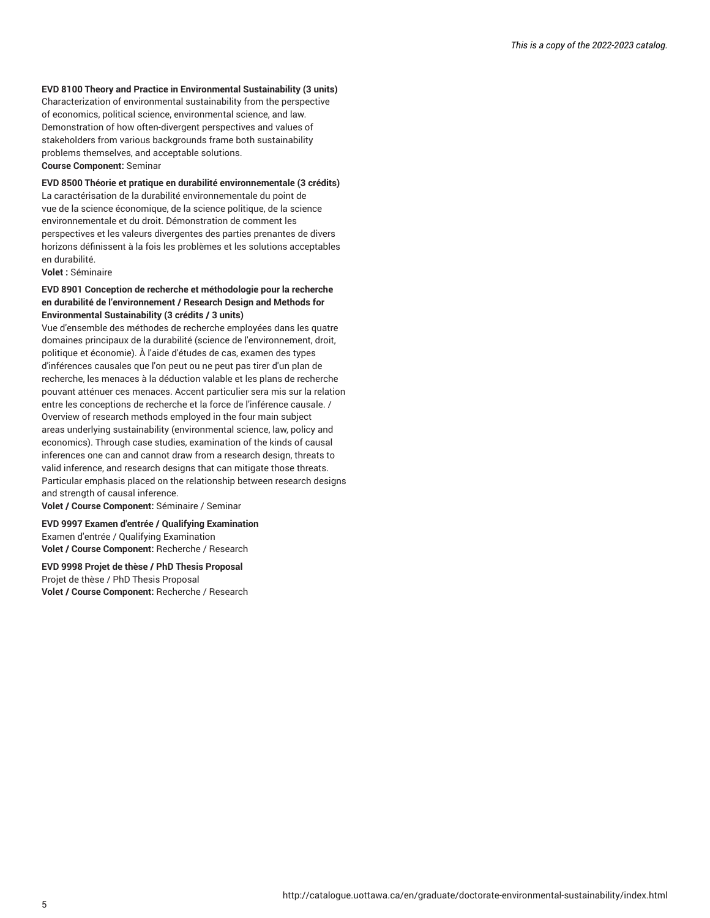**EVD 8100 Theory and Practice in Environmental Sustainability (3 units)**
Characterization of environmental sustainability from the perspective of economics, political science, environmental science, and law. Demonstration of how often-divergent perspectives and values of stakeholders from various backgrounds frame both sustainability problems themselves, and acceptable solutions.
**Course Component:** Seminar

**EVD 8500 Théorie et pratique en durabilité environnementale (3 crédits)**
La caractérisation de la durabilité environnementale du point de vue de la science économique, de la science politique, de la science environnementale et du droit. Démonstration de comment les perspectives et les valeurs divergentes des parties prenantes de divers horizons définissent à la fois les problèmes et les solutions acceptables en durabilité.
**Volet :** Séminaire

**EVD 8901 Conception de recherche et méthodologie pour la recherche en durabilité de l'environnement / Research Design and Methods for Environmental Sustainability (3 crédits / 3 units)**
Vue d'ensemble des méthodes de recherche employées dans les quatre domaines principaux de la durabilité (science de l'environnement, droit, politique et économie). À l'aide d'études de cas, examen des types d'inférences causales que l'on peut ou ne peut pas tirer d'un plan de recherche, les menaces à la déduction valable et les plans de recherche pouvant atténuer ces menaces. Accent particulier sera mis sur la relation entre les conceptions de recherche et la force de l'inférence causale. / Overview of research methods employed in the four main subject areas underlying sustainability (environmental science, law, policy and economics). Through case studies, examination of the kinds of causal inferences one can and cannot draw from a research design, threats to valid inference, and research designs that can mitigate those threats. Particular emphasis placed on the relationship between research designs and strength of causal inference.
**Volet / Course Component:** Séminaire / Seminar

**EVD 9997 Examen d'entrée / Qualifying Examination**
Examen d'entrée / Qualifying Examination
**Volet / Course Component:** Recherche / Research

**EVD 9998 Projet de thèse / PhD Thesis Proposal**
Projet de thèse / PhD Thesis Proposal
**Volet / Course Component:** Recherche / Research